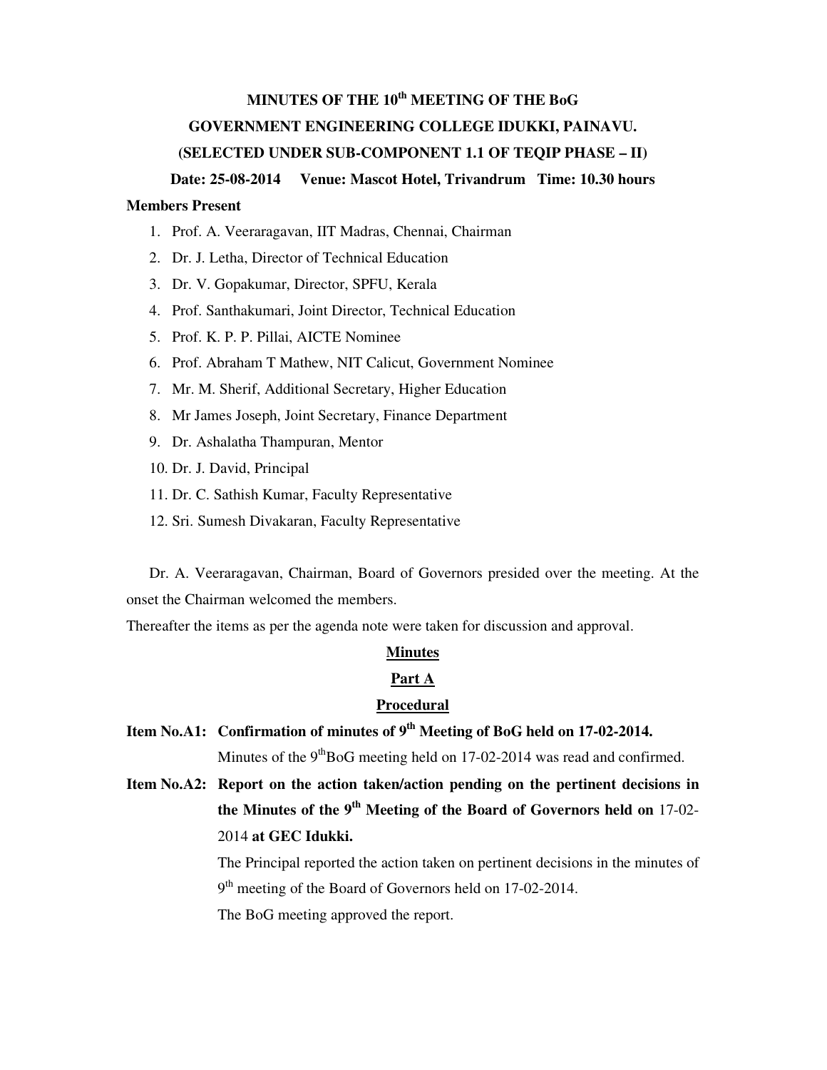# MINUTES OF THE 10th MEETING OF THE BoG

## GOVERNMENT ENGINEERING COLLEGE IDUKKI, PAINAVU.

## (SELECTED UNDER SUB-COMPONENT 1.1 OF TEQIP PHASE – II)

**Date: 25-08-2014 Venue: Mascot Hotel, Trivandrum Time: 10.30 hours**

**Members Present**

1. Prof. A. Veeraragavan, IIT Madras, Chennai, Chairman
2. Dr. J. Letha, Director of Technical Education
3. Dr. V. Gopakumar, Director, SPFU, Kerala
4. Prof. Santhakumari, Joint Director, Technical Education
5. Prof. K. P. P. Pillai, AICTE Nominee
6. Prof. Abraham T Mathew, NIT Calicut, Government Nominee
7. Mr. M. Sherif, Additional Secretary, Higher Education
8. Mr James Joseph, Joint Secretary, Finance Department
9. Dr. Ashalatha Thampuran, Mentor
10. Dr. J. David, Principal
11. Dr. C. Sathish Kumar, Faculty Representative
12. Sri. Sumesh Divakaran, Faculty Representative

Dr. A. Veeraragavan, Chairman, Board of Governors presided over the meeting. At the onset the Chairman welcomed the members.

Thereafter the items as per the agenda note were taken for discussion and approval.

## Minutes

## Part A

## Procedural

**Item No.A1: Confirmation of minutes of 9th Meeting of BoG held on 17-02-2014.**

Minutes of the 9thBoG meeting held on 17-02-2014 was read and confirmed.

**Item No.A2: Report on the action taken/action pending on the pertinent decisions in the Minutes of the 9th Meeting of the Board of Governors held on** 17-02-2014 **at GEC Idukki.**

The Principal reported the action taken on pertinent decisions in the minutes of 9th meeting of the Board of Governors held on 17-02-2014.

The BoG meeting approved the report.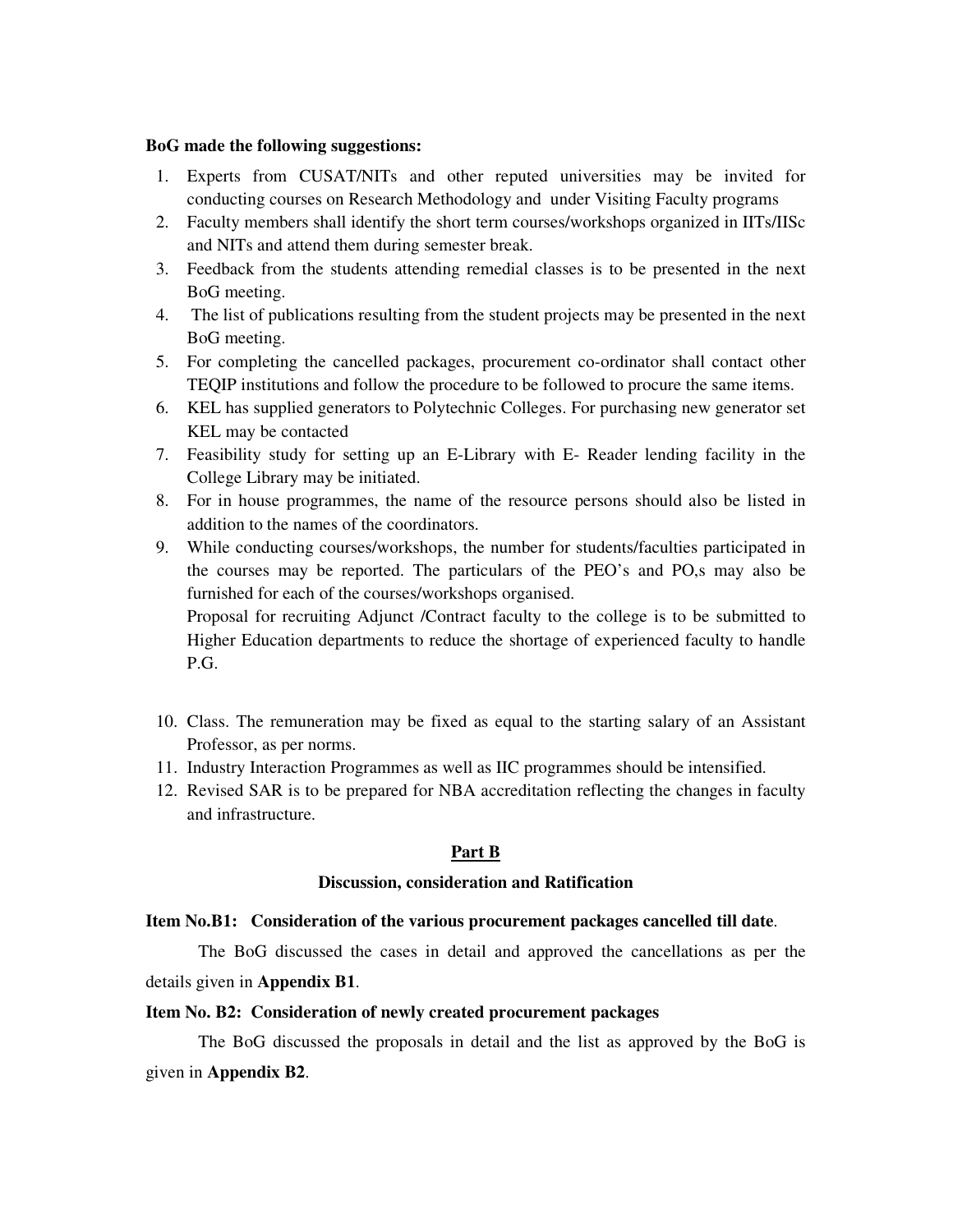**BoG made the following suggestions:**

1. Experts from CUSAT/NITs and other reputed universities may be invited for conducting courses on Research Methodology and under Visiting Faculty programs
2. Faculty members shall identify the short term courses/workshops organized in IITs/IISc and NITs and attend them during semester break.
3. Feedback from the students attending remedial classes is to be presented in the next BoG meeting.
4. The list of publications resulting from the student projects may be presented in the next BoG meeting.
5. For completing the cancelled packages, procurement co-ordinator shall contact other TEQIP institutions and follow the procedure to be followed to procure the same items.
6. KEL has supplied generators to Polytechnic Colleges. For purchasing new generator set KEL may be contacted
7. Feasibility study for setting up an E-Library with E- Reader lending facility in the College Library may be initiated.
8. For in house programmes, the name of the resource persons should also be listed in addition to the names of the coordinators.
9. While conducting courses/workshops, the number for students/faculties participated in the courses may be reported. The particulars of the PEO's and PO,s may also be furnished for each of the courses/workshops organised.

   Proposal for recruiting Adjunct /Contract faculty to the college is to be submitted to Higher Education departments to reduce the shortage of experienced faculty to handle P.G.

10. Class. The remuneration may be fixed as equal to the starting salary of an Assistant Professor, as per norms.
11. Industry Interaction Programmes as well as IIC programmes should be intensified.
12. Revised SAR is to be prepared for NBA accreditation reflecting the changes in faculty and infrastructure.

## Part B

### Discussion, consideration and Ratification

**Item No.B1: Consideration of the various procurement packages cancelled till date**.

The BoG discussed the cases in detail and approved the cancellations as per the details given in **Appendix B1**.

**Item No. B2: Consideration of newly created procurement packages**

The BoG discussed the proposals in detail and the list as approved by the BoG is given in **Appendix B2**.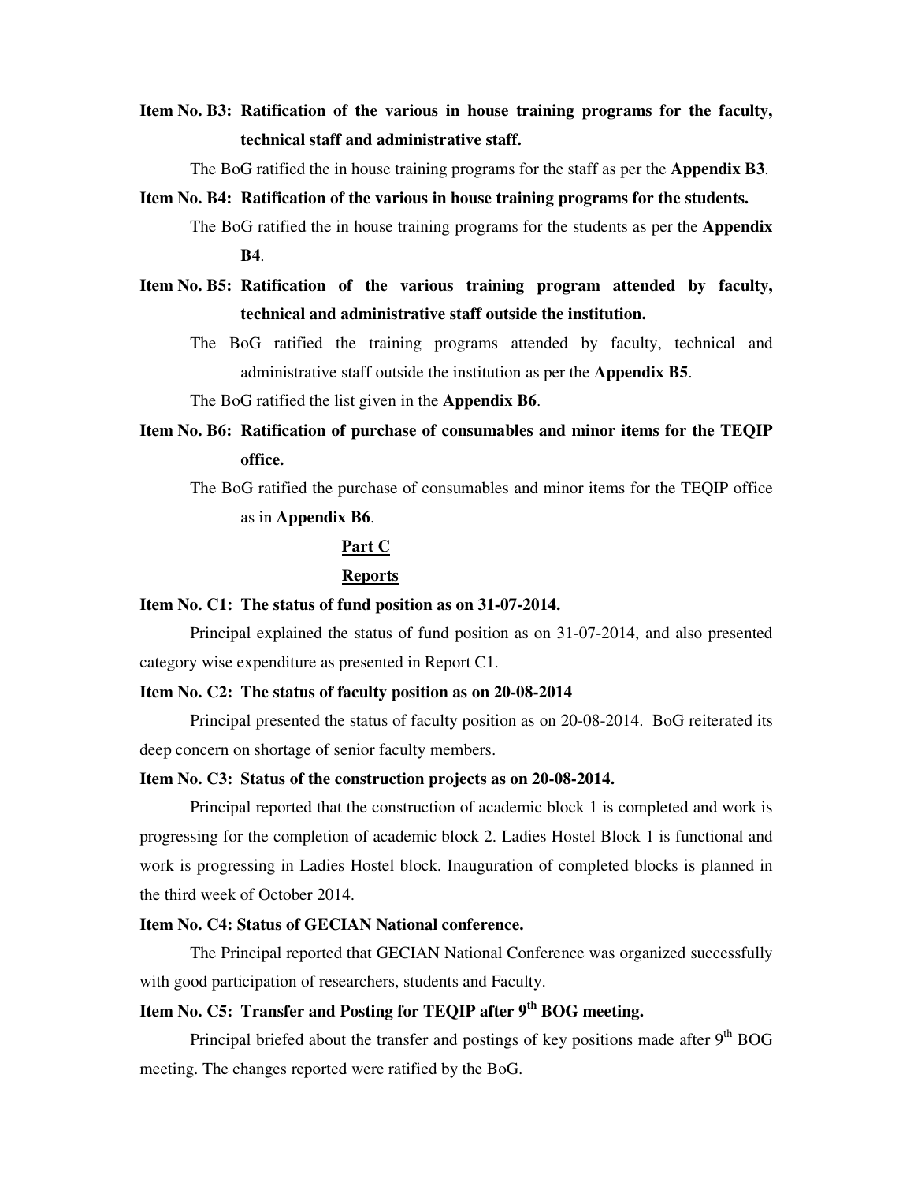**Item No. B3: Ratification of the various in house training programs for the faculty, technical staff and administrative staff.**

The BoG ratified the in house training programs for the staff as per the **Appendix B3**.

**Item No. B4: Ratification of the various in house training programs for the students.**

The BoG ratified the in house training programs for the students as per the **Appendix B4**.

**Item No. B5: Ratification of the various training program attended by faculty, technical and administrative staff outside the institution.**

The BoG ratified the training programs attended by faculty, technical and administrative staff outside the institution as per the **Appendix B5**.

The BoG ratified the list given in the **Appendix B6**.

**Item No. B6: Ratification of purchase of consumables and minor items for the TEQIP office.**

The BoG ratified the purchase of consumables and minor items for the TEQIP office as in **Appendix B6**.

## Part C

## Reports

**Item No. C1: The status of fund position as on 31-07-2014.**

Principal explained the status of fund position as on 31-07-2014, and also presented category wise expenditure as presented in Report C1.

**Item No. C2: The status of faculty position as on 20-08-2014**

Principal presented the status of faculty position as on 20-08-2014. BoG reiterated its deep concern on shortage of senior faculty members.

**Item No. C3: Status of the construction projects as on 20-08-2014.**

Principal reported that the construction of academic block 1 is completed and work is progressing for the completion of academic block 2. Ladies Hostel Block 1 is functional and work is progressing in Ladies Hostel block. Inauguration of completed blocks is planned in the third week of October 2014.

**Item No. C4: Status of GECIAN National conference.**

The Principal reported that GECIAN National Conference was organized successfully with good participation of researchers, students and Faculty.

**Item No. C5: Transfer and Posting for TEQIP after 9th BOG meeting.**

Principal briefed about the transfer and postings of key positions made after 9th BOG meeting. The changes reported were ratified by the BoG.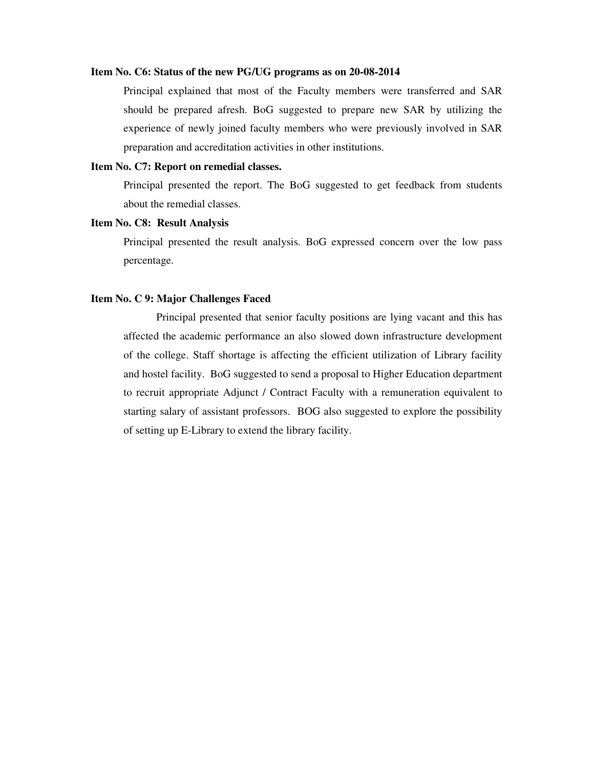**Item No. C6: Status of the new PG/UG programs as on 20-08-2014**

Principal explained that most of the Faculty members were transferred and SAR should be prepared afresh. BoG suggested to prepare new SAR by utilizing the experience of newly joined faculty members who were previously involved in SAR preparation and accreditation activities in other institutions.

**Item No. C7: Report on remedial classes.**

Principal presented the report. The BoG suggested to get feedback from students about the remedial classes.

**Item No. C8: Result Analysis**

Principal presented the result analysis. BoG expressed concern over the low pass percentage.

**Item No. C 9: Major Challenges Faced**

Principal presented that senior faculty positions are lying vacant and this has affected the academic performance an also slowed down infrastructure development of the college. Staff shortage is affecting the efficient utilization of Library facility and hostel facility. BoG suggested to send a proposal to Higher Education department to recruit appropriate Adjunct / Contract Faculty with a remuneration equivalent to starting salary of assistant professors. BOG also suggested to explore the possibility of setting up E-Library to extend the library facility.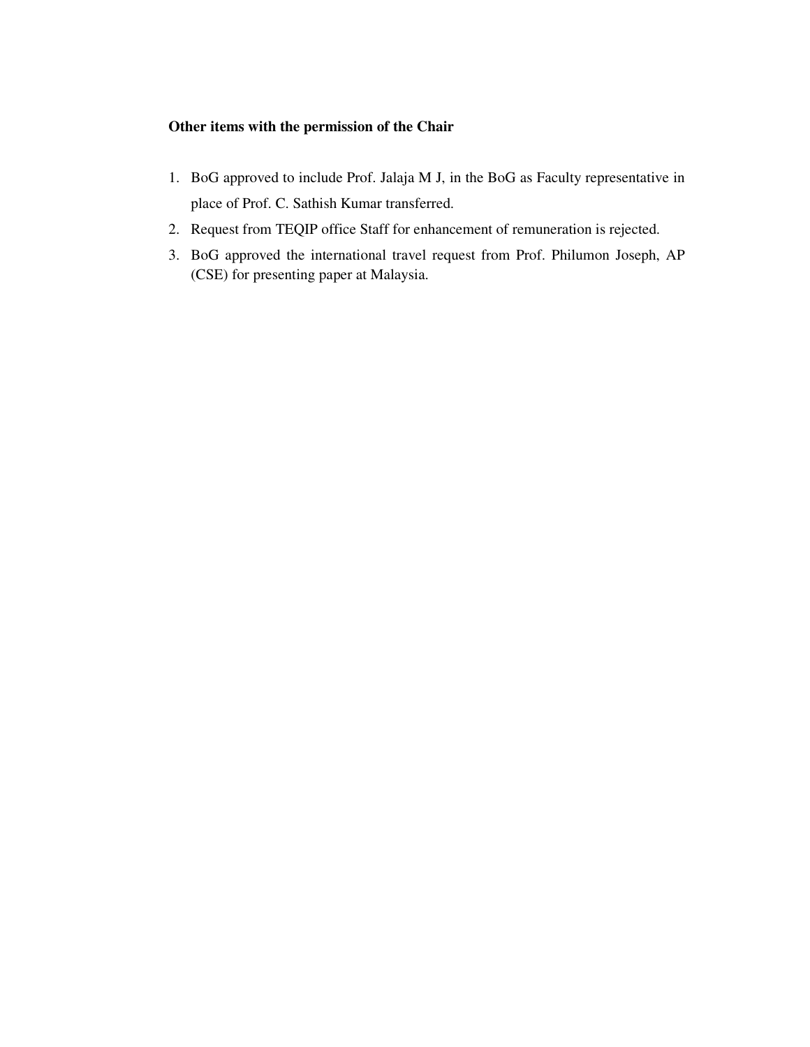**Other items with the permission of the Chair**

1. BoG approved to include Prof. Jalaja M J, in the BoG as Faculty representative in place of Prof. C. Sathish Kumar transferred.
2. Request from TEQIP office Staff for enhancement of remuneration is rejected.
3. BoG approved the international travel request from Prof. Philumon Joseph, AP (CSE) for presenting paper at Malaysia.